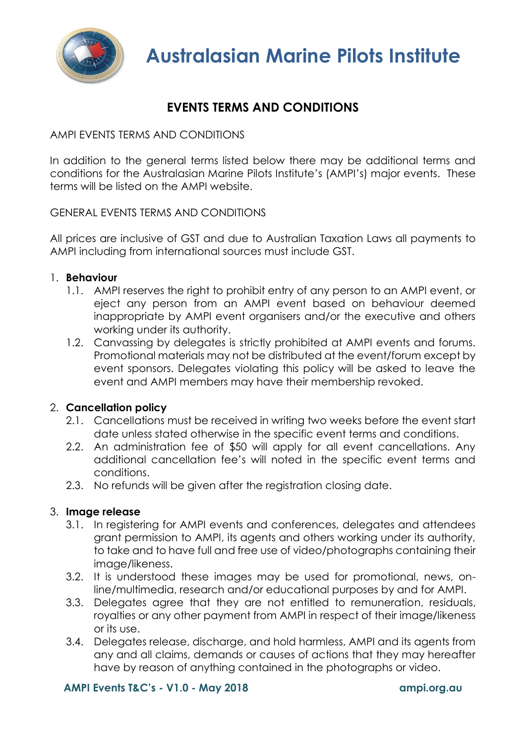# Australasian Marine Pilots Institute

## EVENTS TERMS AND CONDITIONS

AMPI EVENTS TERMS AND CONDITIONS

In addition to the general terms listed below there may be additional terms and conditions for the Australasian Marine Pilots Institute's (AMPI's) major events. These terms will be listed on the AMPI website.

GENERAL EVENTS TERMS AND CONDITIONS

All prices are inclusive of GST and due to Australian Taxation Laws all payments to AMPI including from international sources must include GST.

1. **Behaviour**
   1.1. AMPI reserves the right to prohibit entry of any person to an AMPI event, or eject any person from an AMPI event based on behaviour deemed inappropriate by AMPI event organisers and/or the executive and others working under its authority.
   1.2. Canvassing by delegates is strictly prohibited at AMPI events and forums. Promotional materials may not be distributed at the event/forum except by event sponsors. Delegates violating this policy will be asked to leave the event and AMPI members may have their membership revoked.

2. **Cancellation policy**
   2.1. Cancellations must be received in writing two weeks before the event start date unless stated otherwise in the specific event terms and conditions.
   2.2. An administration fee of $50 will apply for all event cancellations. Any additional cancellation fee's will noted in the specific event terms and conditions.
   2.3. No refunds will be given after the registration closing date.

3. **Image release**
   3.1. In registering for AMPI events and conferences, delegates and attendees grant permission to AMPI, its agents and others working under its authority, to take and to have full and free use of video/photographs containing their image/likeness.
   3.2. It is understood these images may be used for promotional, news, on-line/multimedia, research and/or educational purposes by and for AMPI.
   3.3. Delegates agree that they are not entitled to remuneration, residuals, royalties or any other payment from AMPI in respect of their image/likeness or its use.
   3.4. Delegates release, discharge, and hold harmless, AMPI and its agents from any and all claims, demands or causes of actions that they may hereafter have by reason of anything contained in the photographs or video.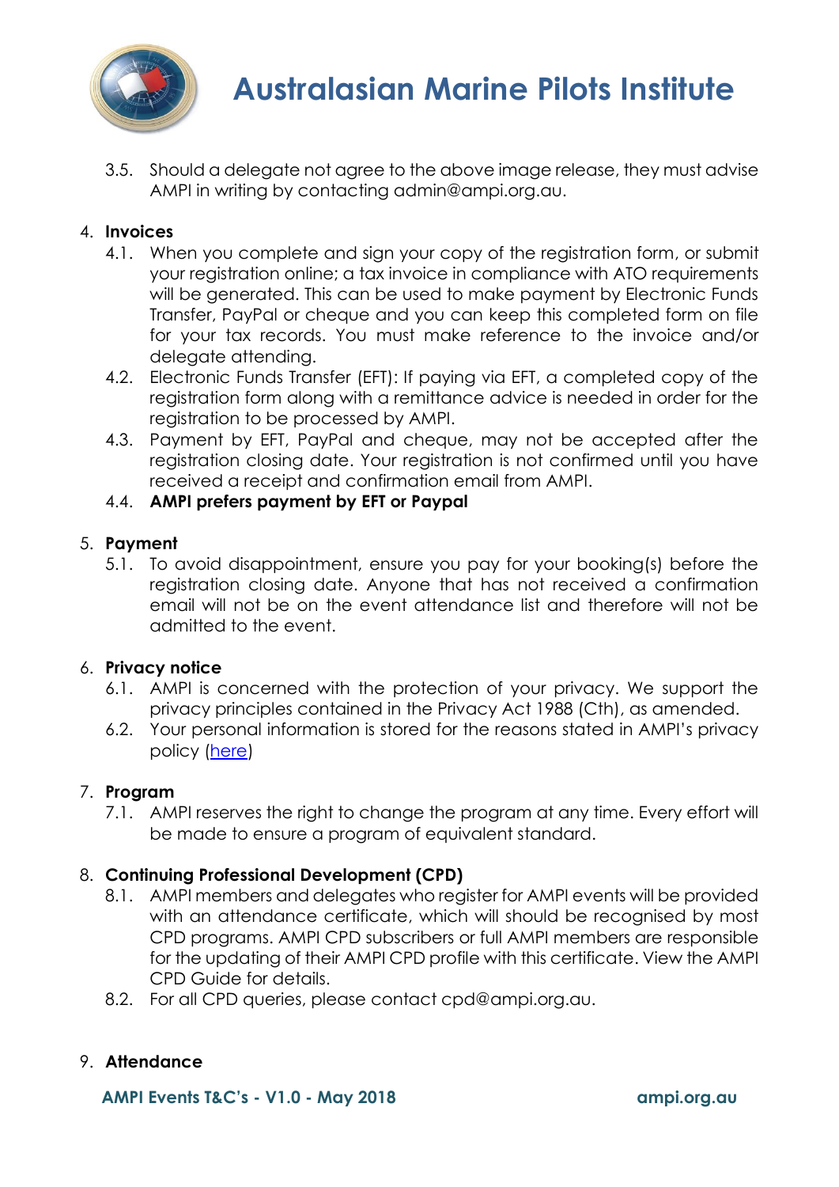3.5. Should a delegate not agree to the above image release, they must advise AMPI in writing by contacting admin@ampi.org.au.

4. **Invoices**
    4.1. When you complete and sign your copy of the registration form, or submit your registration online; a tax invoice in compliance with ATO requirements will be generated. This can be used to make payment by Electronic Funds Transfer, PayPal or cheque and you can keep this completed form on file for your tax records. You must make reference to the invoice and/or delegate attending.
    4.2. Electronic Funds Transfer (EFT): If paying via EFT, a completed copy of the registration form along with a remittance advice is needed in order for the registration to be processed by AMPI.
    4.3. Payment by EFT, PayPal and cheque, may not be accepted after the registration closing date. Your registration is not confirmed until you have received a receipt and confirmation email from AMPI.
    4.4. **AMPI prefers payment by EFT or Paypal**

5. **Payment**
    5.1. To avoid disappointment, ensure you pay for your booking(s) before the registration closing date. Anyone that has not received a confirmation email will not be on the event attendance list and therefore will not be admitted to the event.

6. **Privacy notice**
    6.1. AMPI is concerned with the protection of your privacy. We support the privacy principles contained in the Privacy Act 1988 (Cth), as amended.
    6.2. Your personal information is stored for the reasons stated in AMPI's privacy policy (here)

7. **Program**
    7.1. AMPI reserves the right to change the program at any time. Every effort will be made to ensure a program of equivalent standard.

8. **Continuing Professional Development (CPD)**
    8.1. AMPI members and delegates who register for AMPI events will be provided with an attendance certificate, which will should be recognised by most CPD programs. AMPI CPD subscribers or full AMPI members are responsible for the updating of their AMPI CPD profile with this certificate. View the AMPI CPD Guide for details.
    8.2. For all CPD queries, please contact cpd@ampi.org.au.

9. **Attendance**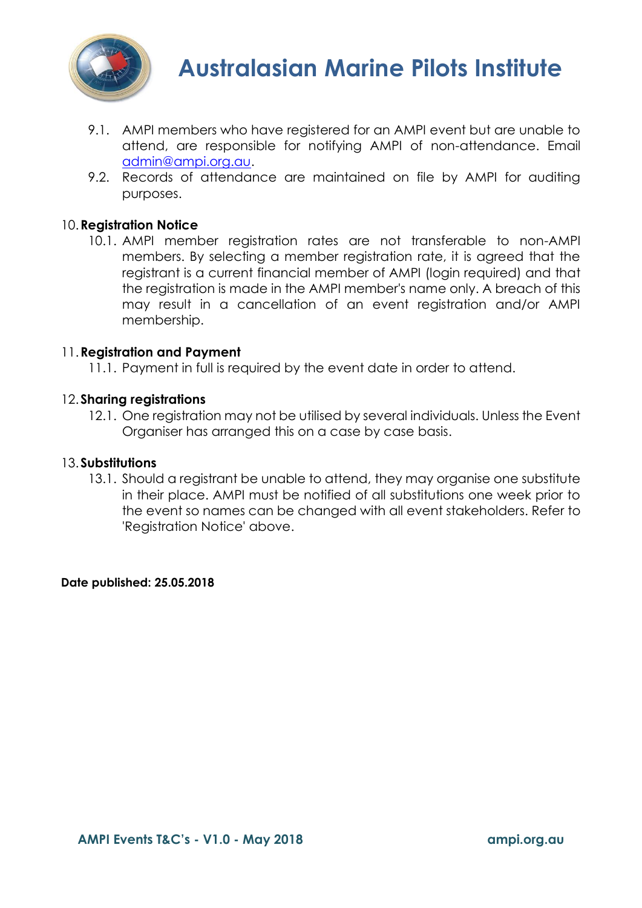9.1. AMPI members who have registered for an AMPI event but are unable to attend, are responsible for notifying AMPI of non-attendance. Email admin@ampi.org.au.

9.2. Records of attendance are maintained on file by AMPI for auditing purposes.

10. **Registration Notice**

10.1. AMPI member registration rates are not transferable to non-AMPI members. By selecting a member registration rate, it is agreed that the registrant is a current financial member of AMPI (login required) and that the registration is made in the AMPI member's name only. A breach of this may result in a cancellation of an event registration and/or AMPI membership.

11. **Registration and Payment**

11.1. Payment in full is required by the event date in order to attend.

12. **Sharing registrations**

12.1. One registration may not be utilised by several individuals. Unless the Event Organiser has arranged this on a case by case basis.

13. **Substitutions**

13.1. Should a registrant be unable to attend, they may organise one substitute in their place. AMPI must be notified of all substitutions one week prior to the event so names can be changed with all event stakeholders. Refer to 'Registration Notice' above.

**Date published: 25.05.2018**